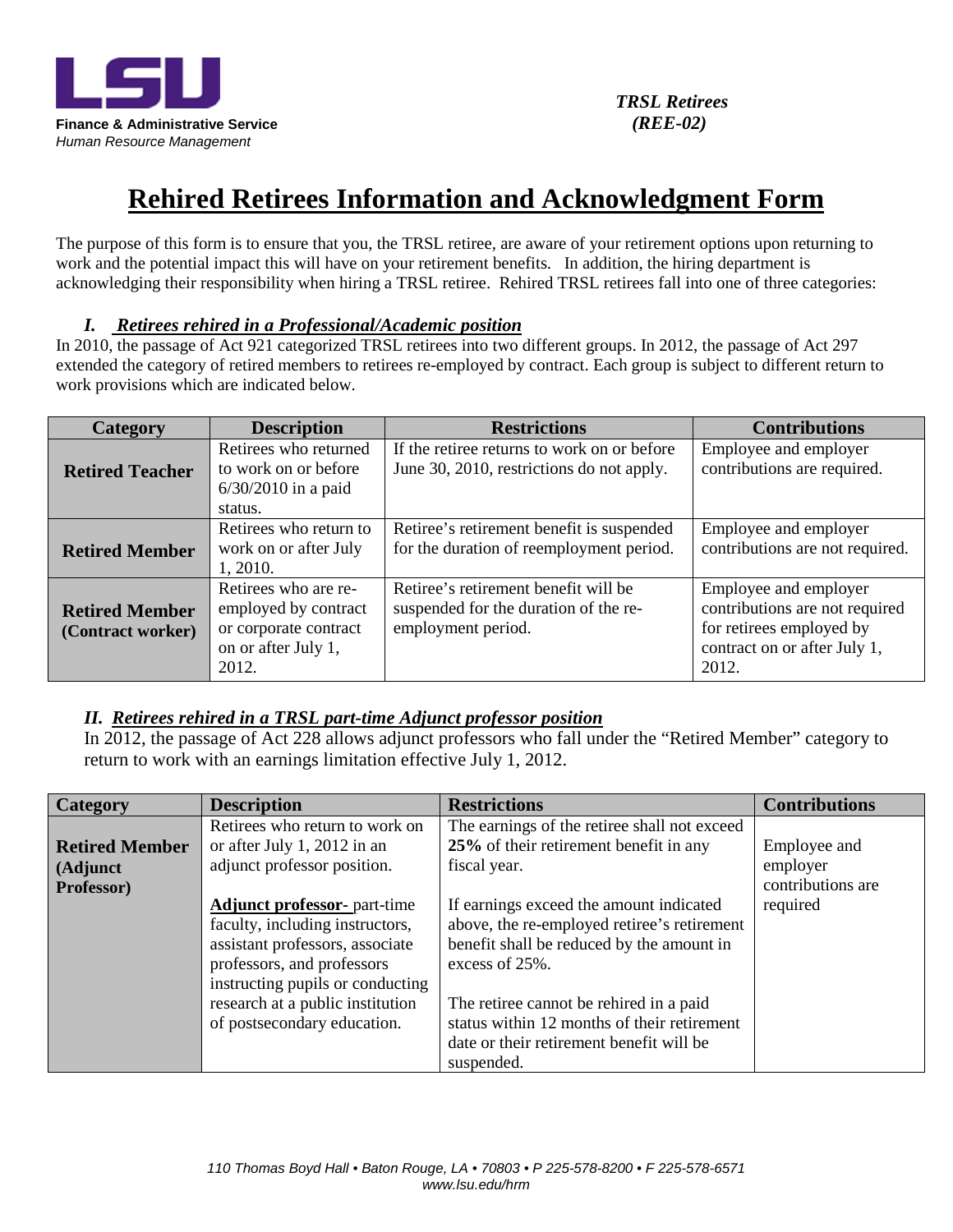LSU

**Finance & Administrative Service**
*Human Resource Management*

***TRSL Retirees***
***(REE-02)***

# Rehired Retirees Information and Acknowledgment Form

The purpose of this form is to ensure that you, the TRSL retiree, are aware of your retirement options upon returning to work and the potential impact this will have on your retirement benefits. In addition, the hiring department is acknowledging their responsibility when hiring a TRSL retiree. Rehired TRSL retirees fall into one of three categories:

### *I. Retirees rehired in a Professional/Academic position*

In 2010, the passage of Act 921 categorized TRSL retirees into two different groups. In 2012, the passage of Act 297 extended the category of retired members to retirees re-employed by contract. Each group is subject to different return to work provisions which are indicated below.

| Category | Description | Restrictions | Contributions |
|---|---|---|---|
| **Retired Teacher** | Retirees who returned to work on or before 6/30/2010 in a paid status. | If the retiree returns to work on or before June 30, 2010, restrictions do not apply. | Employee and employer contributions are required. |
| **Retired Member** | Retirees who return to work on or after July 1, 2010. | Retiree's retirement benefit is suspended for the duration of reemployment period. | Employee and employer contributions are not required. |
| **Retired Member (Contract worker)** | Retirees who are re-employed by contract or corporate contract on or after July 1, 2012. | Retiree's retirement benefit will be suspended for the duration of the re-employment period. | Employee and employer contributions are not required for retirees employed by contract on or after July 1, 2012. |

### *II. Retirees rehired in a TRSL part-time Adjunct professor position*

In 2012, the passage of Act 228 allows adjunct professors who fall under the "Retired Member" category to return to work with an earnings limitation effective July 1, 2012.

| Category | Description | Restrictions | Contributions |
|---|---|---|---|
| **Retired Member (Adjunct Professor)** | Retirees who return to work on or after July 1, 2012 in an adjunct professor position.<br><br>**Adjunct professor-** part-time faculty, including instructors, assistant professors, associate professors, and professors instructing pupils or conducting research at a public institution of postsecondary education. | The earnings of the retiree shall not exceed **25%** of their retirement benefit in any fiscal year.<br><br>If earnings exceed the amount indicated above, the re-employed retiree's retirement benefit shall be reduced by the amount in excess of 25%.<br><br>The retiree cannot be rehired in a paid status within 12 months of their retirement date or their retirement benefit will be suspended. | Employee and employer contributions are required |

*110 Thomas Boyd Hall • Baton Rouge, LA • 70803 • P 225-578-8200 • F 225-578-6571*
*www.lsu.edu/hrm*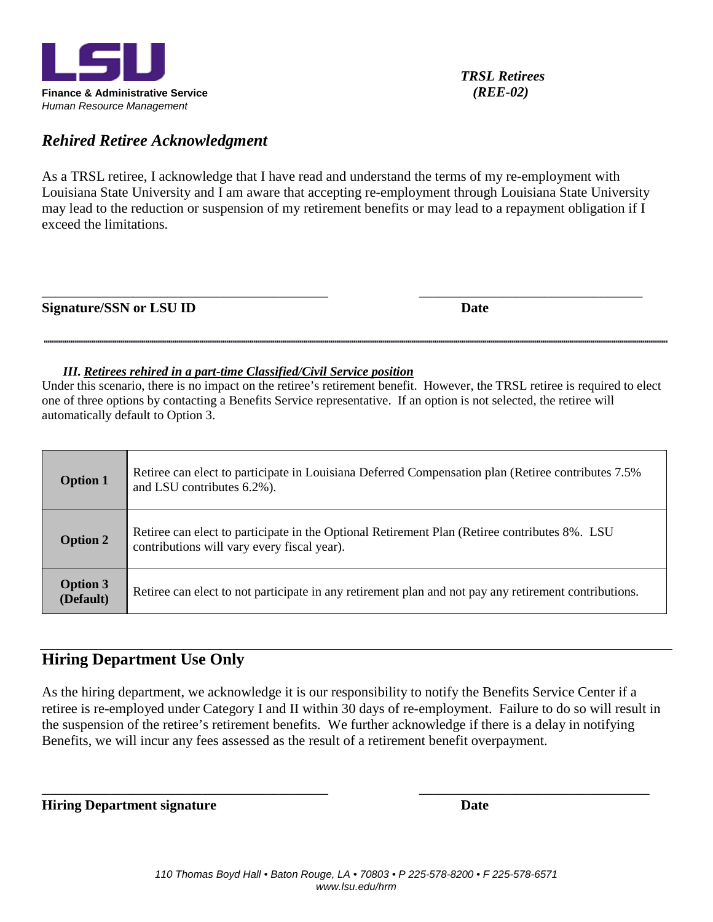LSU

**Finance & Administrative Service**
*Human Resource Management*

***TRSL Retirees***
***(REE-02)***

## *Rehired Retiree Acknowledgment*

As a TRSL retiree, I acknowledge that I have read and understand the terms of my re-employment with Louisiana State University and I am aware that accepting re-employment through Louisiana State University may lead to the reduction or suspension of my retirement benefits or may lead to a repayment obligation if I exceed the limitations.

\_\_\_\_\_\_\_\_\_\_\_\_\_\_\_\_\_\_\_\_\_\_\_\_\_\_\_\_\_\_\_\_\_\_\_\_\_\_\_\_ \_\_\_\_\_\_\_\_\_\_\_\_\_\_\_\_\_\_\_\_\_\_\_\_\_\_\_\_\_\_\_\_

**Signature/SSN or LSU ID** **Date**

---

***III. Retirees rehired in a part-time Classified/Civil Service position***

Under this scenario, there is no impact on the retiree's retirement benefit. However, the TRSL retiree is required to elect one of three options by contacting a Benefits Service representative. If an option is not selected, the retiree will automatically default to Option 3.

| | |
|---|---|
| **Option 1** | Retiree can elect to participate in Louisiana Deferred Compensation plan (Retiree contributes 7.5% and LSU contributes 6.2%). |
| **Option 2** | Retiree can elect to participate in the Optional Retirement Plan (Retiree contributes 8%. LSU contributions will vary every fiscal year). |
| **Option 3 (Default)** | Retiree can elect to not participate in any retirement plan and not pay any retirement contributions. |

## Hiring Department Use Only

As the hiring department, we acknowledge it is our responsibility to notify the Benefits Service Center if a retiree is re-employed under Category I and II within 30 days of re-employment. Failure to do so will result in the suspension of the retiree's retirement benefits. We further acknowledge if there is a delay in notifying Benefits, we will incur any fees assessed as the result of a retirement benefit overpayment.

\_\_\_\_\_\_\_\_\_\_\_\_\_\_\_\_\_\_\_\_\_\_\_\_\_\_\_\_\_\_\_\_\_\_\_\_\_\_\_\_ \_\_\_\_\_\_\_\_\_\_\_\_\_\_\_\_\_\_\_\_\_\_\_\_\_\_\_\_\_\_\_\_

**Hiring Department signature** **Date**

*110 Thomas Boyd Hall • Baton Rouge, LA • 70803 • P 225-578-8200 • F 225-578-6571*
*www.lsu.edu/hrm*